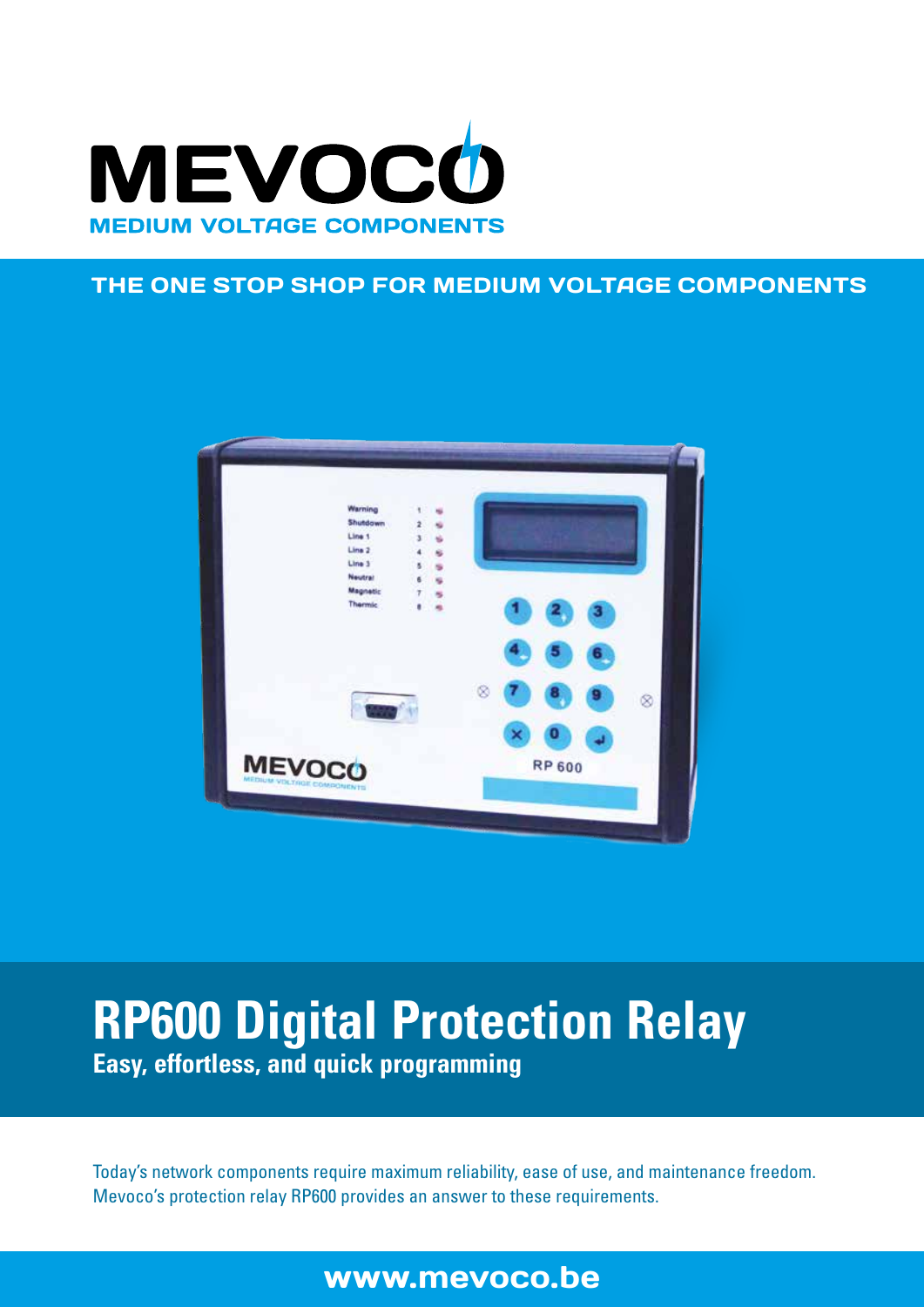# MEVOCO

MEDIUM VOLTAGE COMPONENTS

**THE ONE STOP SHOP FOR MEDIUM VOLTAGE COMPONENTS**

# RP600 Digital Protection Relay

**Easy, effortless, and quick programming**

Today's network components require maximum reliability, ease of use, and maintenance freedom. Mevoco's protection relay RP600 provides an answer to these requirements.

**www.mevoco.be**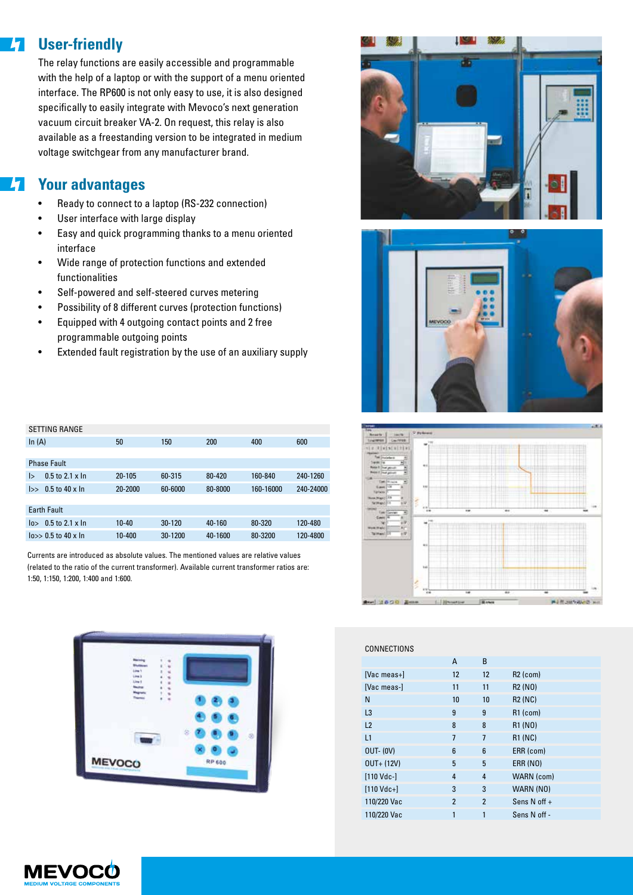## User-friendly

The relay functions are easily accessible and programmable with the help of a laptop or with the support of a menu oriented interface. The RP600 is not only easy to use, it is also designed specifically to easily integrate with Mevoco's next generation vacuum circuit breaker VA-2. On request, this relay is also available as a freestanding version to be integrated in medium voltage switchgear from any manufacturer brand.

## Your advantages

- Ready to connect to a laptop (RS-232 connection)
- User interface with large display
- Easy and quick programming thanks to a menu oriented interface
- Wide range of protection functions and extended functionalities
- Self-powered and self-steered curves metering
- Possibility of 8 different curves (protection functions)
- Equipped with 4 outgoing contact points and 2 free programmable outgoing points
- Extended fault registration by the use of an auxiliary supply

| SETTING RANGE | | | | | |
|---|---|---|---|---|---|
| In (A) | 50 | 150 | 200 | 400 | 600 |
| **Phase Fault** | | | | | |
| I> 0.5 to 2.1 x In | 20-105 | 60-315 | 80-420 | 160-840 | 240-1260 |
| I>> 0.5 to 40 x In | 20-2000 | 60-6000 | 80-8000 | 160-16000 | 240-24000 |
| **Earth Fault** | | | | | |
| Io> 0.5 to 2.1 x In | 10-40 | 30-120 | 40-160 | 80-320 | 120-480 |
| Io>> 0.5 to 40 x In | 10-400 | 30-1200 | 40-1600 | 80-3200 | 120-4800 |

Currents are introduced as absolute values. The mentioned values are relative values (related to the ratio of the current transformer). Available current transformer ratios are: 1:50, 1:150, 1:200, 1:400 and 1:600.

| CONNECTIONS | A | B | |
|---|---|---|---|
| [Vac meas+] | 12 | 12 | R2 (com) |
| [Vac meas-] | 11 | 11 | R2 (NO) |
| N | 10 | 10 | R2 (NC) |
| L3 | 9 | 9 | R1 (com) |
| L2 | 8 | 8 | R1 (NO) |
| L1 | 7 | 7 | R1 (NC) |
| OUT- (0V) | 6 | 6 | ERR (com) |
| OUT+ (12V) | 5 | 5 | ERR (NO) |
| [110 Vdc-] | 4 | 4 | WARN (com) |
| [110 Vdc+] | 3 | 3 | WARN (NO) |
| 110/220 Vac | 2 | 2 | Sens N off + |
| 110/220 Vac | 1 | 1 | Sens N off - |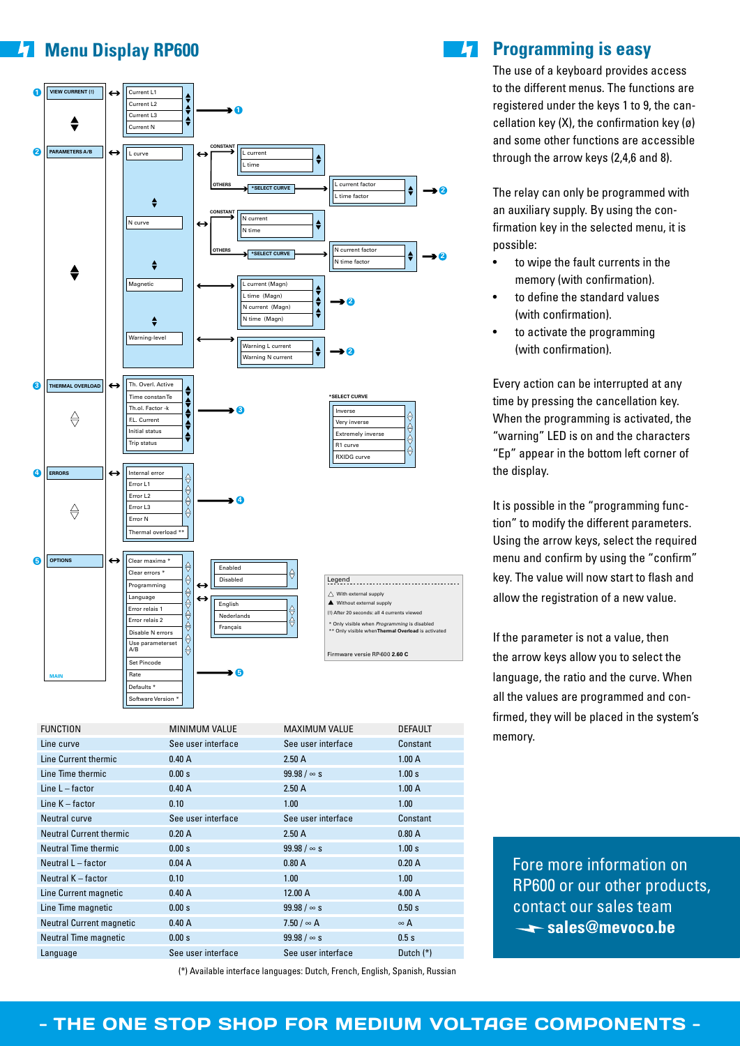## Menu Display RP600

1 VIEW CURRENT (!) ↔ Current L1 / Current L2 / Current L3 / Current N → 1

2 PARAMETERS A/B ↔

- L curve ↔ CONSTANT: L current / L time; OTHERS: *SELECT CURVE → L current factor / L time factor → 2
- N curve ↔ CONSTANT: N current / N time; OTHERS: *SELECT CURVE → N current factor / N time factor → 2
- Magnetic → L current (Magn) / L time (Magn) / N current (Magn) / N time (Magn) → 2
- Warning-level → Warning L current / Warning N current → 2

3 THERMAL OVERLOAD ↔ Th. Overl. Active / Time constan Te / Th.ol. Factor -k / F.L. Current / Initial status / Trip status → 3

*SELECT CURVE: Inverse / Very inverse / Extremely inverse / R1 curve / RXIDG curve

4 ERRORS ↔ Internal error / Error L1 / Error L2 / Error L3 / Error N / Thermal overload ** → 4

5 OPTIONS ↔ Clear maxima * / Clear errors * / Programming / Language / Error relais 1 / Error relais 2 / Disable N errors / Use parameterset A/B / Set Pincode / Rate / Defaults * / Software Version * → 5

- Enabled / Disabled
- English / Nederlands / Français

MAIN

Legend
- △ With external supply
- ▲ Without external supply
- (!) After 20 seconds: all 4 currents viewed
- \* Only visible when *Programming* is disabled
- \*\* Only visible when **Thermal Overload** is activated

Firmware versie RP600 **2.60 C**

| FUNCTION | MINIMUM VALUE | MAXIMUM VALUE | DEFAULT |
|---|---|---|---|
| Line curve | See user interface | See user interface | Constant |
| Line Current thermic | 0.40 A | 2.50 A | 1.00 A |
| Line Time thermic | 0.00 s | 99.98 / ∞ s | 1.00 s |
| Line L – factor | 0.40 A | 2.50 A | 1.00 A |
| Line K – factor | 0.10 | 1.00 | 1.00 |
| Neutral curve | See user interface | See user interface | Constant |
| Neutral Current thermic | 0.20 A | 2.50 A | 0.80 A |
| Neutral Time thermic | 0.00 s | 99.98 / ∞ s | 1.00 s |
| Neutral L – factor | 0.04 A | 0.80 A | 0.20 A |
| Neutral K – factor | 0.10 | 1.00 | 1.00 |
| Line Current magnetic | 0.40 A | 12.00 A | 4.00 A |
| Line Time magnetic | 0.00 s | 99.98 / ∞ s | 0.50 s |
| Neutral Current magnetic | 0.40 A | 7.50 / ∞ A | ∞ A |
| Neutral Time magnetic | 0.00 s | 99.98 / ∞ s | 0.5 s |
| Language | See user interface | See user interface | Dutch (*) |

(*) Available interface languages: Dutch, French, English, Spanish, Russian

## Programming is easy

The use of a keyboard provides access to the different menus. The functions are registered under the keys 1 to 9, the cancellation key (X), the confirmation key (ø) and some other functions are accessible through the arrow keys (2,4,6 and 8).

The relay can only be programmed with an auxiliary supply. By using the confirmation key in the selected menu, it is possible:

- to wipe the fault currents in the memory (with confirmation).
- to define the standard values (with confirmation).
- to activate the programming (with confirmation).

Every action can be interrupted at any time by pressing the cancellation key. When the programming is activated, the "warning" LED is on and the characters "Ep" appear in the bottom left corner of the display.

It is possible in the "programming function" to modify the different parameters. Using the arrow keys, select the required menu and confirm by using the "confirm" key. The value will now start to flash and allow the registration of a new value.

If the parameter is not a value, then the arrow keys allow you to select the language, the ratio and the curve. When all the values are programmed and confirmed, they will be placed in the system's memory.

Fore more information on RP600 or our other products, contact our sales team
**sales@mevoco.be**

- THE ONE STOP SHOP FOR MEDIUM VOLTAGE COMPONENTS -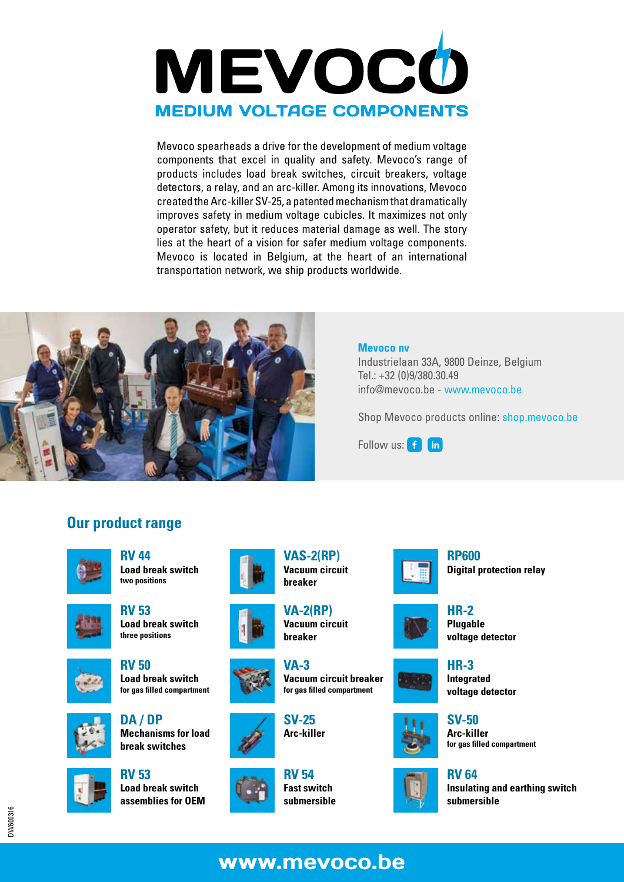# MEVOCO

## MEDIUM VOLTAGE COMPONENTS

Mevoco spearheads a drive for the development of medium voltage components that excel in quality and safety. Mevoco's range of products includes load break switches, circuit breakers, voltage detectors, a relay, and an arc-killer. Among its innovations, Mevoco created the Arc-killer SV-25, a patented mechanism that dramatically improves safety in medium voltage cubicles. It maximizes not only operator safety, but it reduces material damage as well. The story lies at the heart of a vision for safer medium voltage components. Mevoco is located in Belgium, at the heart of an international transportation network, we ship products worldwide.

**Mevoco nv**
Industrielaan 33A, 9800 Deinze, Belgium
Tel.: +32 (0)9/380.30.49
info@mevoco.be - www.mevoco.be

Shop Mevoco products online: shop.mevoco.be

Follow us:

## Our product range

**RV 44**
**Load break switch**
two positions

**RV 53**
**Load break switch**
three positions

**RV 50**
**Load break switch**
for gas filled compartment

**DA / DP**
**Mechanisms for load break switches**

**RV 53**
**Load break switch assemblies for OEM**

**VAS-2(RP)**
**Vacuum circuit breaker**

**VA-2(RP)**
**Vacuum circuit breaker**

**VA-3**
**Vacuum circuit breaker**
for gas filled compartment

**SV-25**
**Arc-killer**

**RV 54**
**Fast switch submersible**

**RP600**
**Digital protection relay**

**HR-2**
**Plugable voltage detector**

**HR-3**
**Integrated voltage detector**

**SV-50**
**Arc-killer**
for gas filled compartment

**RV 64**
**Insulating and earthing switch submersible**

DW600316

**www.mevoco.be**